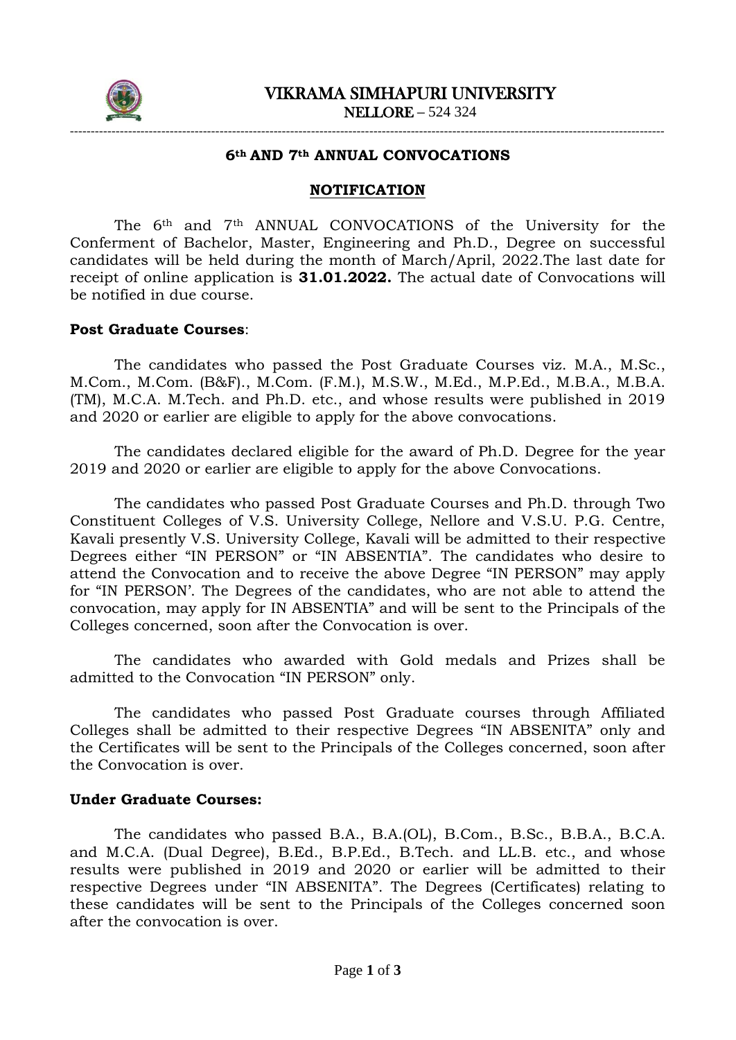# VIKRAMA SIMHAPURI UNIVERSITY

NELLORE – 524 324

---

**6th AND 7th ANNUAL CONVOCATIONS**

**NOTIFICATION**

The 6th and 7th ANNUAL CONVOCATIONS of the University for the Conferment of Bachelor, Master, Engineering and Ph.D., Degree on successful candidates will be held during the month of March/April, 2022.The last date for receipt of online application is **31.01.2022.** The actual date of Convocations will be notified in due course.

**Post Graduate Courses**:

The candidates who passed the Post Graduate Courses viz. M.A., M.Sc., M.Com., M.Com. (B&F)., M.Com. (F.M.), M.S.W., M.Ed., M.P.Ed., M.B.A., M.B.A. (TM), M.C.A. M.Tech. and Ph.D. etc., and whose results were published in 2019 and 2020 or earlier are eligible to apply for the above convocations.

The candidates declared eligible for the award of Ph.D. Degree for the year 2019 and 2020 or earlier are eligible to apply for the above Convocations.

The candidates who passed Post Graduate Courses and Ph.D. through Two Constituent Colleges of V.S. University College, Nellore and V.S.U. P.G. Centre, Kavali presently V.S. University College, Kavali will be admitted to their respective Degrees either "IN PERSON" or "IN ABSENTIA". The candidates who desire to attend the Convocation and to receive the above Degree "IN PERSON" may apply for "IN PERSON'. The Degrees of the candidates, who are not able to attend the convocation, may apply for IN ABSENTIA" and will be sent to the Principals of the Colleges concerned, soon after the Convocation is over.

The candidates who awarded with Gold medals and Prizes shall be admitted to the Convocation "IN PERSON" only.

The candidates who passed Post Graduate courses through Affiliated Colleges shall be admitted to their respective Degrees "IN ABSENITA" only and the Certificates will be sent to the Principals of the Colleges concerned, soon after the Convocation is over.

**Under Graduate Courses:**

The candidates who passed B.A., B.A.(OL), B.Com., B.Sc., B.B.A., B.C.A. and M.C.A. (Dual Degree), B.Ed., B.P.Ed., B.Tech. and LL.B. etc., and whose results were published in 2019 and 2020 or earlier will be admitted to their respective Degrees under "IN ABSENITA". The Degrees (Certificates) relating to these candidates will be sent to the Principals of the Colleges concerned soon after the convocation is over.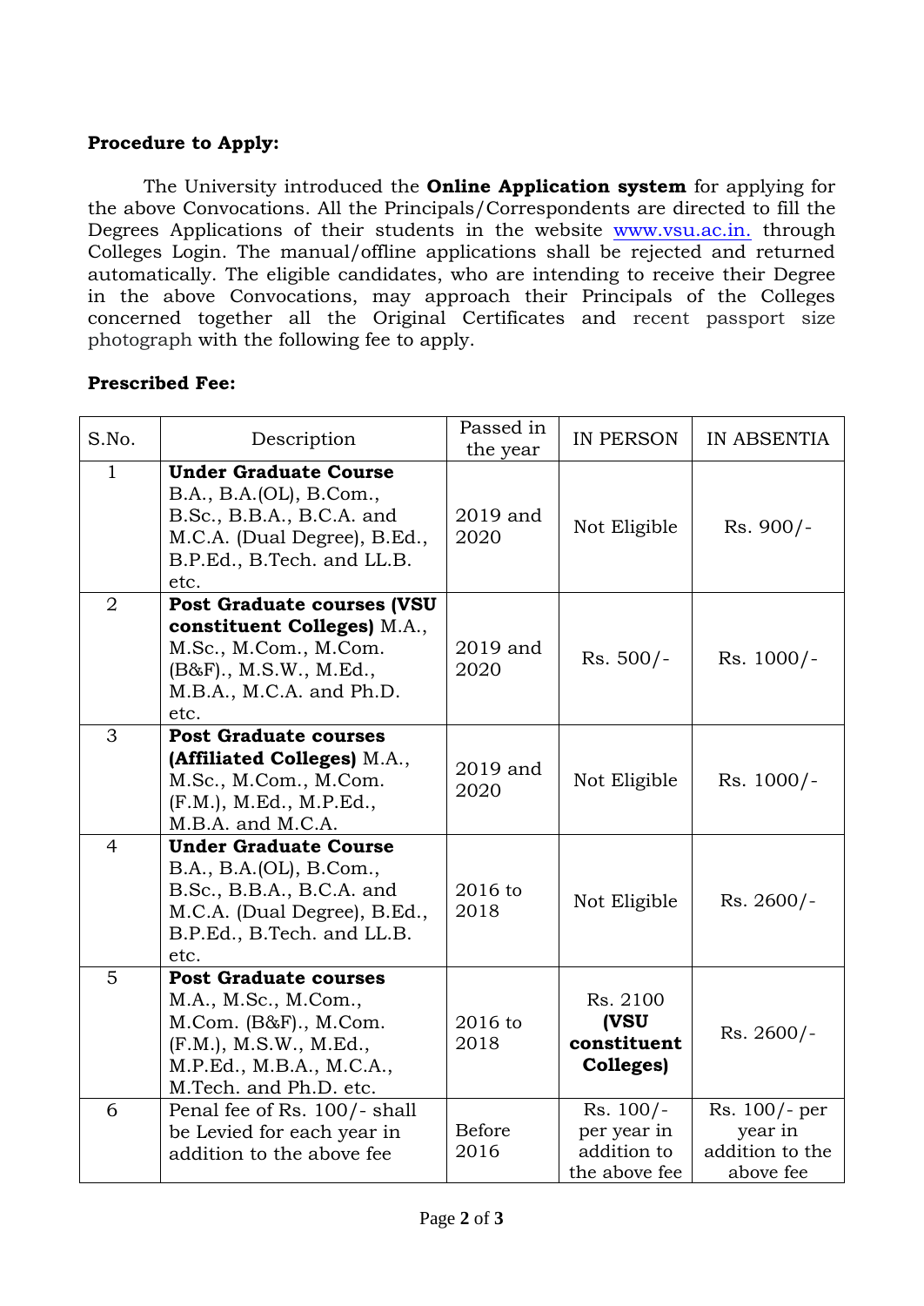**Procedure to Apply:**

The University introduced the **Online Application system** for applying for the above Convocations. All the Principals/Correspondents are directed to fill the Degrees Applications of their students in the website [www.vsu.ac.in.](www.vsu.ac.in.) through Colleges Login. The manual/offline applications shall be rejected and returned automatically. The eligible candidates, who are intending to receive their Degree in the above Convocations, may approach their Principals of the Colleges concerned together all the Original Certificates and recent passport size photograph with the following fee to apply.

**Prescribed Fee:**

| S.No. | Description | Passed in the year | IN PERSON | IN ABSENTIA |
|---|---|---|---|---|
| 1 | **Under Graduate Course** B.A., B.A.(OL), B.Com., B.Sc., B.B.A., B.C.A. and M.C.A. (Dual Degree), B.Ed., B.P.Ed., B.Tech. and LL.B. etc. | 2019 and 2020 | Not Eligible | Rs. 900/- |
| 2 | **Post Graduate courses (VSU constituent Colleges)** M.A., M.Sc., M.Com., M.Com. (B&F)., M.S.W., M.Ed., M.B.A., M.C.A. and Ph.D. etc. | 2019 and 2020 | Rs. 500/- | Rs. 1000/- |
| 3 | **Post Graduate courses (Affiliated Colleges)** M.A., M.Sc., M.Com., M.Com. (F.M.), M.Ed., M.P.Ed., M.B.A. and M.C.A. | 2019 and 2020 | Not Eligible | Rs. 1000/- |
| 4 | **Under Graduate Course** B.A., B.A.(OL), B.Com., B.Sc., B.B.A., B.C.A. and M.C.A. (Dual Degree), B.Ed., B.P.Ed., B.Tech. and LL.B. etc. | 2016 to 2018 | Not Eligible | Rs. 2600/- |
| 5 | **Post Graduate courses** M.A., M.Sc., M.Com., M.Com. (B&F)., M.Com. (F.M.), M.S.W., M.Ed., M.P.Ed., M.B.A., M.C.A., M.Tech. and Ph.D. etc. | 2016 to 2018 | Rs. 2100 **(VSU constituent Colleges)** | Rs. 2600/- |
| 6 | Penal fee of Rs. 100/- shall be Levied for each year in addition to the above fee | Before 2016 | Rs. 100/- per year in addition to the above fee | Rs. 100/- per year in addition to the above fee |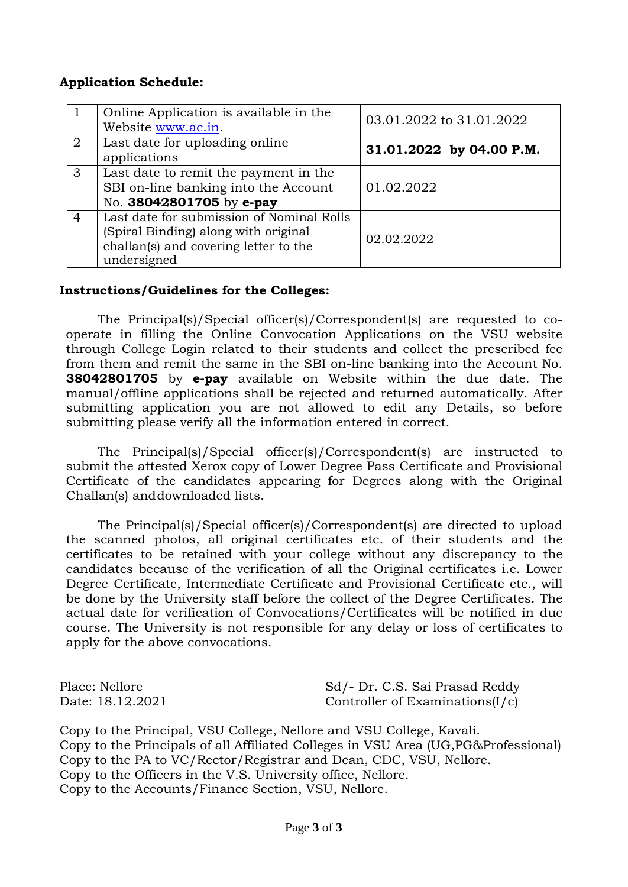**Application Schedule:**

| | | |
|---|---|---|
| 1 | Online Application is available in the Website www.ac.in. | 03.01.2022 to 31.01.2022 |
| 2 | Last date for uploading online applications | **31.01.2022 by 04.00 P.M.** |
| 3 | Last date to remit the payment in the SBI on-line banking into the Account No. **38042801705** by **e-pay** | 01.02.2022 |
| 4 | Last date for submission of Nominal Rolls (Spiral Binding) along with original challan(s) and covering letter to the undersigned | 02.02.2022 |

**Instructions/Guidelines for the Colleges:**

The Principal(s)/Special officer(s)/Correspondent(s) are requested to co-operate in filling the Online Convocation Applications on the VSU website through College Login related to their students and collect the prescribed fee from them and remit the same in the SBI on-line banking into the Account No. **38042801705** by **e-pay** available on Website within the due date. The manual/offline applications shall be rejected and returned automatically. After submitting application you are not allowed to edit any Details, so before submitting please verify all the information entered in correct.

The Principal(s)/Special officer(s)/Correspondent(s) are instructed to submit the attested Xerox copy of Lower Degree Pass Certificate and Provisional Certificate of the candidates appearing for Degrees along with the Original Challan(s) anddownloaded lists.

The Principal(s)/Special officer(s)/Correspondent(s) are directed to upload the scanned photos, all original certificates etc. of their students and the certificates to be retained with your college without any discrepancy to the candidates because of the verification of all the Original certificates i.e. Lower Degree Certificate, Intermediate Certificate and Provisional Certificate etc., will be done by the University staff before the collect of the Degree Certificates. The actual date for verification of Convocations/Certificates will be notified in due course. The University is not responsible for any delay or loss of certificates to apply for the above convocations.

Place: Nellore
Date: 18.12.2021

Sd/- Dr. C.S. Sai Prasad Reddy
Controller of Examinations(I/c)

Copy to the Principal, VSU College, Nellore and VSU College, Kavali.
Copy to the Principals of all Affiliated Colleges in VSU Area (UG,PG&Professional)
Copy to the PA to VC/Rector/Registrar and Dean, CDC, VSU, Nellore.
Copy to the Officers in the V.S. University office, Nellore.
Copy to the Accounts/Finance Section, VSU, Nellore.